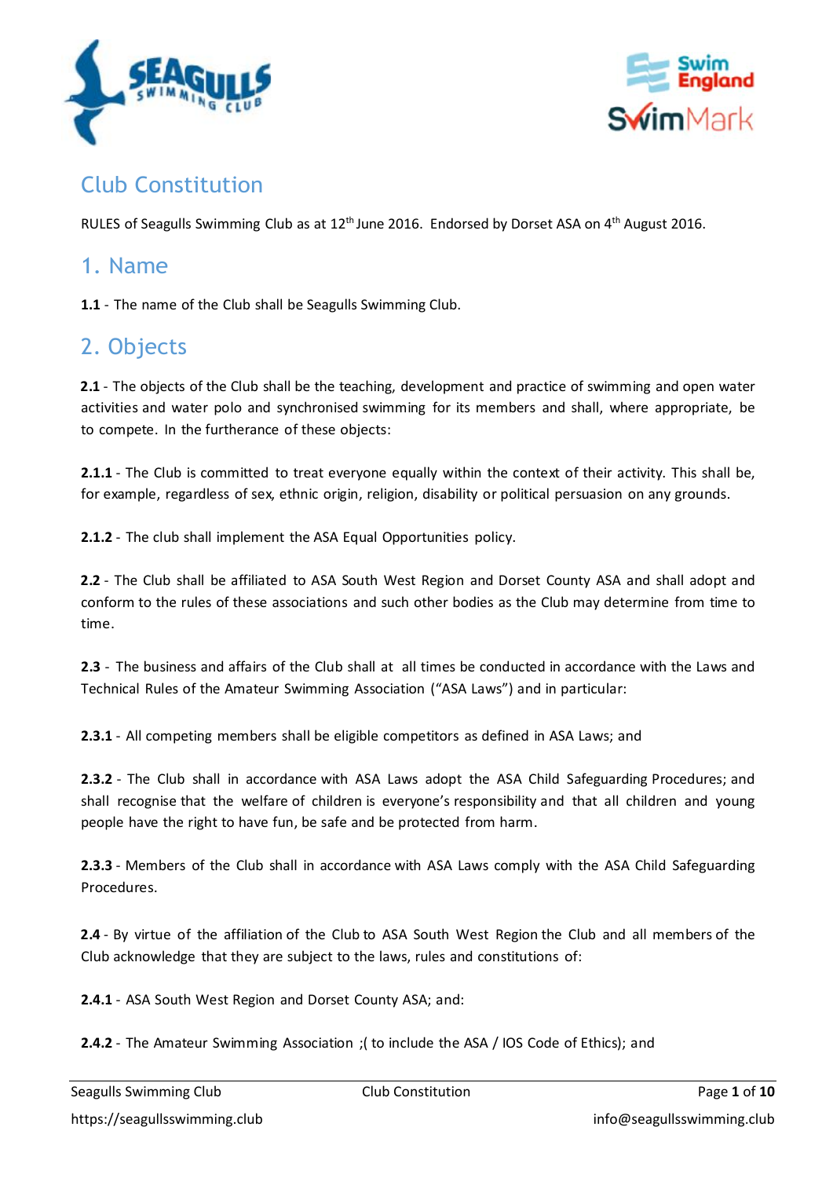# Club Constitution

RULES of Seagulls Swimming Club as at 12th June 2016. Endorsed by Dorset ASA on 4th August 2016.

## 1. Name

**1.1** - The name of the Club shall be Seagulls Swimming Club.

## 2. Objects

**2.1** - The objects of the Club shall be the teaching, development and practice of swimming and open water activities and water polo and synchronised swimming for its members and shall, where appropriate, be to compete. In the furtherance of these objects:

**2.1.1** - The Club is committed to treat everyone equally within the context of their activity. This shall be, for example, regardless of sex, ethnic origin, religion, disability or political persuasion on any grounds.

**2.1.2** - The club shall implement the ASA Equal Opportunities policy.

**2.2** - The Club shall be affiliated to ASA South West Region and Dorset County ASA and shall adopt and conform to the rules of these associations and such other bodies as the Club may determine from time to time.

**2.3** - The business and affairs of the Club shall at all times be conducted in accordance with the Laws and Technical Rules of the Amateur Swimming Association ("ASA Laws") and in particular:

**2.3.1** - All competing members shall be eligible competitors as defined in ASA Laws; and

**2.3.2** - The Club shall in accordance with ASA Laws adopt the ASA Child Safeguarding Procedures; and shall recognise that the welfare of children is everyone's responsibility and that all children and young people have the right to have fun, be safe and be protected from harm.

**2.3.3** - Members of the Club shall in accordance with ASA Laws comply with the ASA Child Safeguarding Procedures.

**2.4** - By virtue of the affiliation of the Club to ASA South West Region the Club and all members of the Club acknowledge that they are subject to the laws, rules and constitutions of:

**2.4.1** - ASA South West Region and Dorset County ASA; and:

**2.4.2** - The Amateur Swimming Association ;( to include the ASA / IOS Code of Ethics); and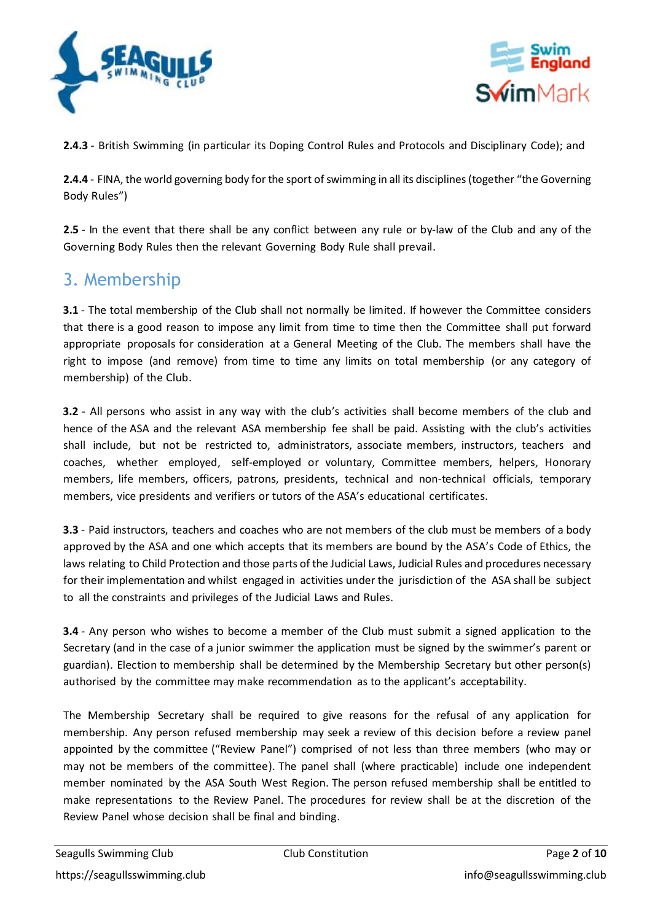**2.4.3** - British Swimming (in particular its Doping Control Rules and Protocols and Disciplinary Code); and

**2.4.4** - FINA, the world governing body for the sport of swimming in all its disciplines (together "the Governing Body Rules")

**2.5** - In the event that there shall be any conflict between any rule or by-law of the Club and any of the Governing Body Rules then the relevant Governing Body Rule shall prevail.

## 3. Membership

**3.1** - The total membership of the Club shall not normally be limited. If however the Committee considers that there is a good reason to impose any limit from time to time then the Committee shall put forward appropriate proposals for consideration at a General Meeting of the Club. The members shall have the right to impose (and remove) from time to time any limits on total membership (or any category of membership) of the Club.

**3.2** - All persons who assist in any way with the club's activities shall become members of the club and hence of the ASA and the relevant ASA membership fee shall be paid. Assisting with the club's activities shall include, but not be restricted to, administrators, associate members, instructors, teachers and coaches, whether employed, self-employed or voluntary, Committee members, helpers, Honorary members, life members, officers, patrons, presidents, technical and non-technical officials, temporary members, vice presidents and verifiers or tutors of the ASA's educational certificates.

**3.3** - Paid instructors, teachers and coaches who are not members of the club must be members of a body approved by the ASA and one which accepts that its members are bound by the ASA's Code of Ethics, the laws relating to Child Protection and those parts of the Judicial Laws, Judicial Rules and procedures necessary for their implementation and whilst engaged in activities under the jurisdiction of the ASA shall be subject to all the constraints and privileges of the Judicial Laws and Rules.

**3.4** - Any person who wishes to become a member of the Club must submit a signed application to the Secretary (and in the case of a junior swimmer the application must be signed by the swimmer's parent or guardian). Election to membership shall be determined by the Membership Secretary but other person(s) authorised by the committee may make recommendation as to the applicant's acceptability.

The Membership Secretary shall be required to give reasons for the refusal of any application for membership. Any person refused membership may seek a review of this decision before a review panel appointed by the committee ("Review Panel") comprised of not less than three members (who may or may not be members of the committee). The panel shall (where practicable) include one independent member nominated by the ASA South West Region. The person refused membership shall be entitled to make representations to the Review Panel. The procedures for review shall be at the discretion of the Review Panel whose decision shall be final and binding.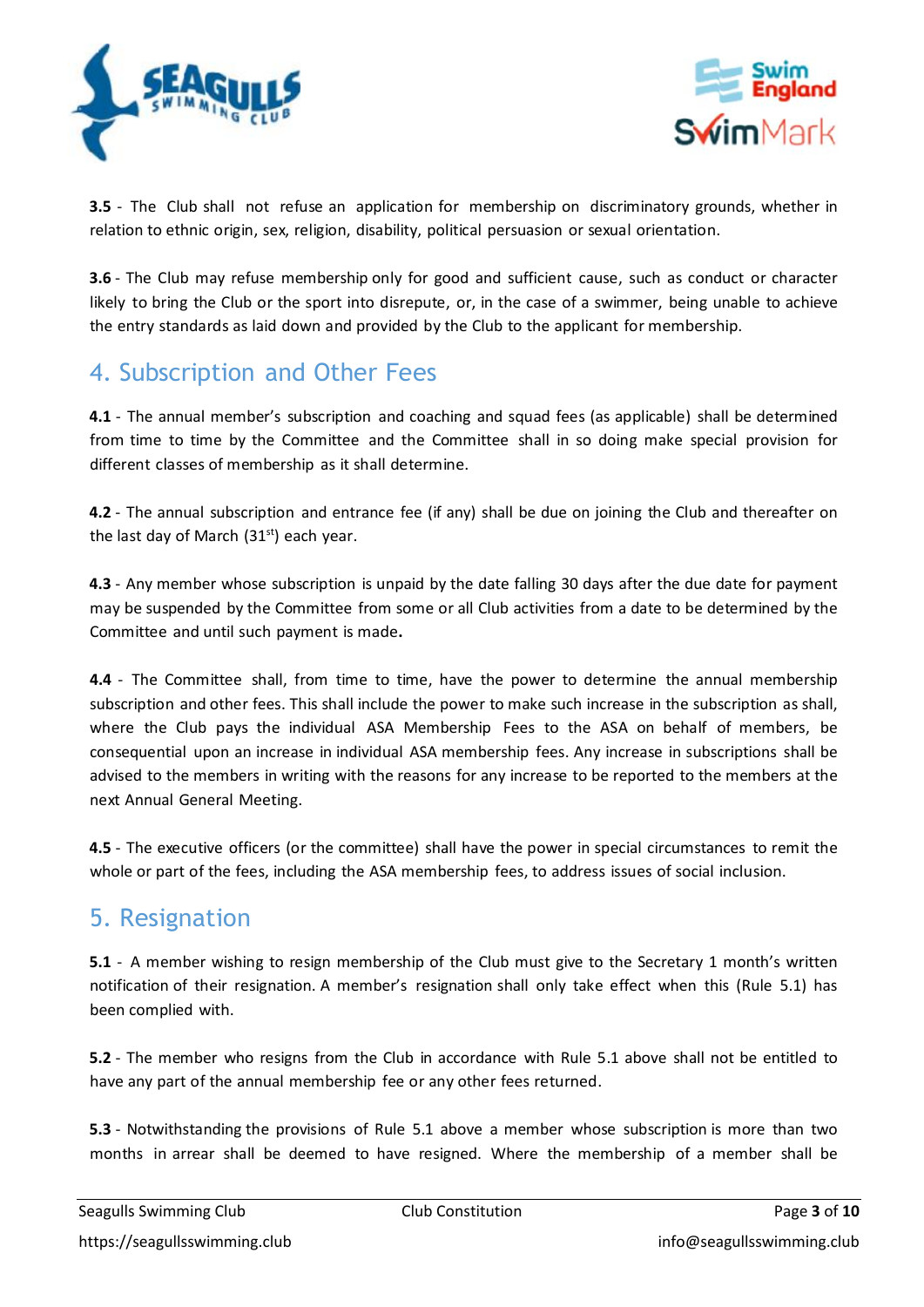**3.5** - The Club shall not refuse an application for membership on discriminatory grounds, whether in relation to ethnic origin, sex, religion, disability, political persuasion or sexual orientation.

**3.6** - The Club may refuse membership only for good and sufficient cause, such as conduct or character likely to bring the Club or the sport into disrepute, or, in the case of a swimmer, being unable to achieve the entry standards as laid down and provided by the Club to the applicant for membership.

## 4. Subscription and Other Fees

**4.1** - The annual member's subscription and coaching and squad fees (as applicable) shall be determined from time to time by the Committee and the Committee shall in so doing make special provision for different classes of membership as it shall determine.

**4.2** - The annual subscription and entrance fee (if any) shall be due on joining the Club and thereafter on the last day of March (31st) each year.

**4.3** - Any member whose subscription is unpaid by the date falling 30 days after the due date for payment may be suspended by the Committee from some or all Club activities from a date to be determined by the Committee and until such payment is made**.**

**4.4** - The Committee shall, from time to time, have the power to determine the annual membership subscription and other fees. This shall include the power to make such increase in the subscription as shall, where the Club pays the individual ASA Membership Fees to the ASA on behalf of members, be consequential upon an increase in individual ASA membership fees. Any increase in subscriptions shall be advised to the members in writing with the reasons for any increase to be reported to the members at the next Annual General Meeting.

**4.5** - The executive officers (or the committee) shall have the power in special circumstances to remit the whole or part of the fees, including the ASA membership fees, to address issues of social inclusion.

## 5. Resignation

**5.1** - A member wishing to resign membership of the Club must give to the Secretary 1 month's written notification of their resignation. A member's resignation shall only take effect when this (Rule 5.1) has been complied with.

**5.2** - The member who resigns from the Club in accordance with Rule 5.1 above shall not be entitled to have any part of the annual membership fee or any other fees returned.

**5.3** - Notwithstanding the provisions of Rule 5.1 above a member whose subscription is more than two months in arrear shall be deemed to have resigned. Where the membership of a member shall be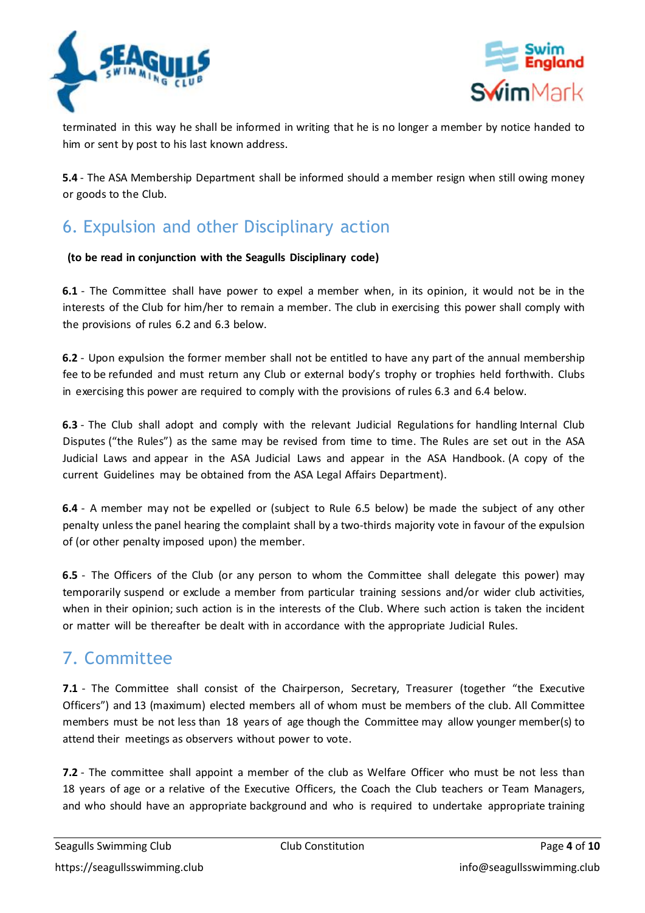terminated in this way he shall be informed in writing that he is no longer a member by notice handed to him or sent by post to his last known address.

**5.4** - The ASA Membership Department shall be informed should a member resign when still owing money or goods to the Club.

## 6. Expulsion and other Disciplinary action

**(to be read in conjunction with the Seagulls Disciplinary code)**

**6.1** - The Committee shall have power to expel a member when, in its opinion, it would not be in the interests of the Club for him/her to remain a member. The club in exercising this power shall comply with the provisions of rules 6.2 and 6.3 below.

**6.2** - Upon expulsion the former member shall not be entitled to have any part of the annual membership fee to be refunded and must return any Club or external body's trophy or trophies held forthwith. Clubs in exercising this power are required to comply with the provisions of rules 6.3 and 6.4 below.

**6.3** - The Club shall adopt and comply with the relevant Judicial Regulations for handling Internal Club Disputes ("the Rules") as the same may be revised from time to time. The Rules are set out in the ASA Judicial Laws and appear in the ASA Judicial Laws and appear in the ASA Handbook. (A copy of the current Guidelines may be obtained from the ASA Legal Affairs Department).

**6.4** - A member may not be expelled or (subject to Rule 6.5 below) be made the subject of any other penalty unless the panel hearing the complaint shall by a two-thirds majority vote in favour of the expulsion of (or other penalty imposed upon) the member.

**6.5** - The Officers of the Club (or any person to whom the Committee shall delegate this power) may temporarily suspend or exclude a member from particular training sessions and/or wider club activities, when in their opinion; such action is in the interests of the Club. Where such action is taken the incident or matter will be thereafter be dealt with in accordance with the appropriate Judicial Rules.

## 7. Committee

**7.1** - The Committee shall consist of the Chairperson, Secretary, Treasurer (together "the Executive Officers") and 13 (maximum) elected members all of whom must be members of the club. All Committee members must be not less than 18 years of age though the Committee may allow younger member(s) to attend their meetings as observers without power to vote.

**7.2** - The committee shall appoint a member of the club as Welfare Officer who must be not less than 18 years of age or a relative of the Executive Officers, the Coach the Club teachers or Team Managers, and who should have an appropriate background and who is required to undertake appropriate training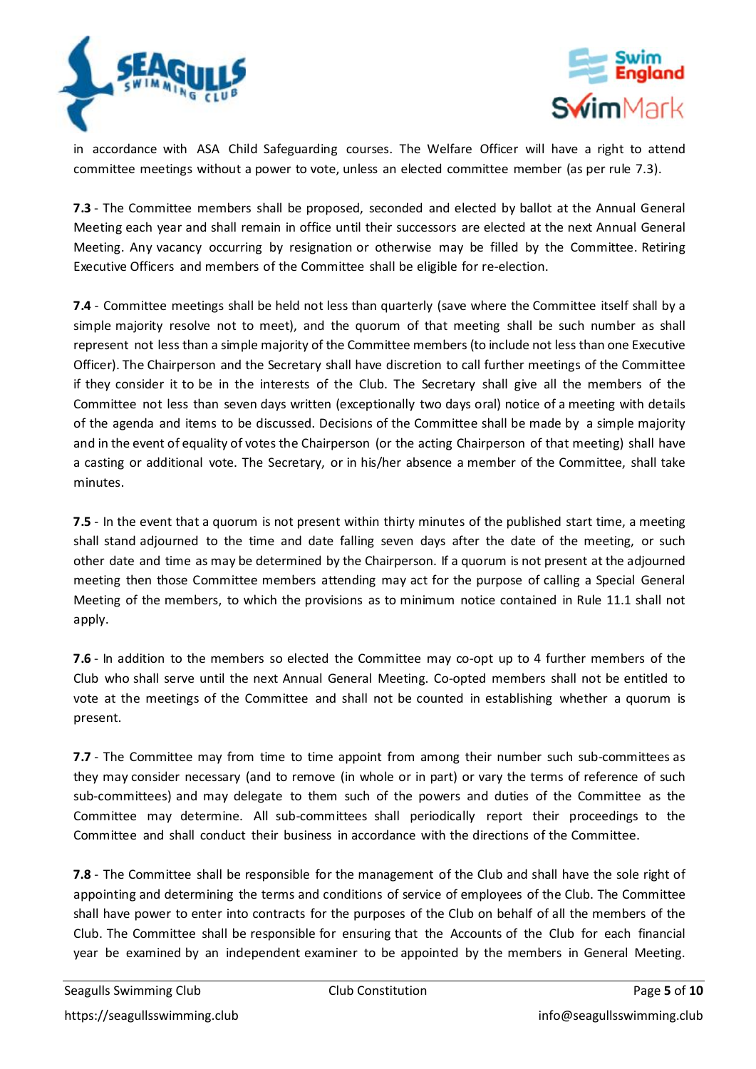in accordance with ASA Child Safeguarding courses. The Welfare Officer will have a right to attend committee meetings without a power to vote, unless an elected committee member (as per rule 7.3).

**7.3** - The Committee members shall be proposed, seconded and elected by ballot at the Annual General Meeting each year and shall remain in office until their successors are elected at the next Annual General Meeting. Any vacancy occurring by resignation or otherwise may be filled by the Committee. Retiring Executive Officers and members of the Committee shall be eligible for re-election.

**7.4** - Committee meetings shall be held not less than quarterly (save where the Committee itself shall by a simple majority resolve not to meet), and the quorum of that meeting shall be such number as shall represent not less than a simple majority of the Committee members (to include not less than one Executive Officer). The Chairperson and the Secretary shall have discretion to call further meetings of the Committee if they consider it to be in the interests of the Club. The Secretary shall give all the members of the Committee not less than seven days written (exceptionally two days oral) notice of a meeting with details of the agenda and items to be discussed. Decisions of the Committee shall be made by a simple majority and in the event of equality of votes the Chairperson (or the acting Chairperson of that meeting) shall have a casting or additional vote. The Secretary, or in his/her absence a member of the Committee, shall take minutes.

**7.5** - In the event that a quorum is not present within thirty minutes of the published start time, a meeting shall stand adjourned to the time and date falling seven days after the date of the meeting, or such other date and time as may be determined by the Chairperson. If a quorum is not present at the adjourned meeting then those Committee members attending may act for the purpose of calling a Special General Meeting of the members, to which the provisions as to minimum notice contained in Rule 11.1 shall not apply.

**7.6** - In addition to the members so elected the Committee may co-opt up to 4 further members of the Club who shall serve until the next Annual General Meeting. Co-opted members shall not be entitled to vote at the meetings of the Committee and shall not be counted in establishing whether a quorum is present.

**7.7** - The Committee may from time to time appoint from among their number such sub-committees as they may consider necessary (and to remove (in whole or in part) or vary the terms of reference of such sub-committees) and may delegate to them such of the powers and duties of the Committee as the Committee may determine. All sub-committees shall periodically report their proceedings to the Committee and shall conduct their business in accordance with the directions of the Committee.

**7.8** - The Committee shall be responsible for the management of the Club and shall have the sole right of appointing and determining the terms and conditions of service of employees of the Club. The Committee shall have power to enter into contracts for the purposes of the Club on behalf of all the members of the Club. The Committee shall be responsible for ensuring that the Accounts of the Club for each financial year be examined by an independent examiner to be appointed by the members in General Meeting.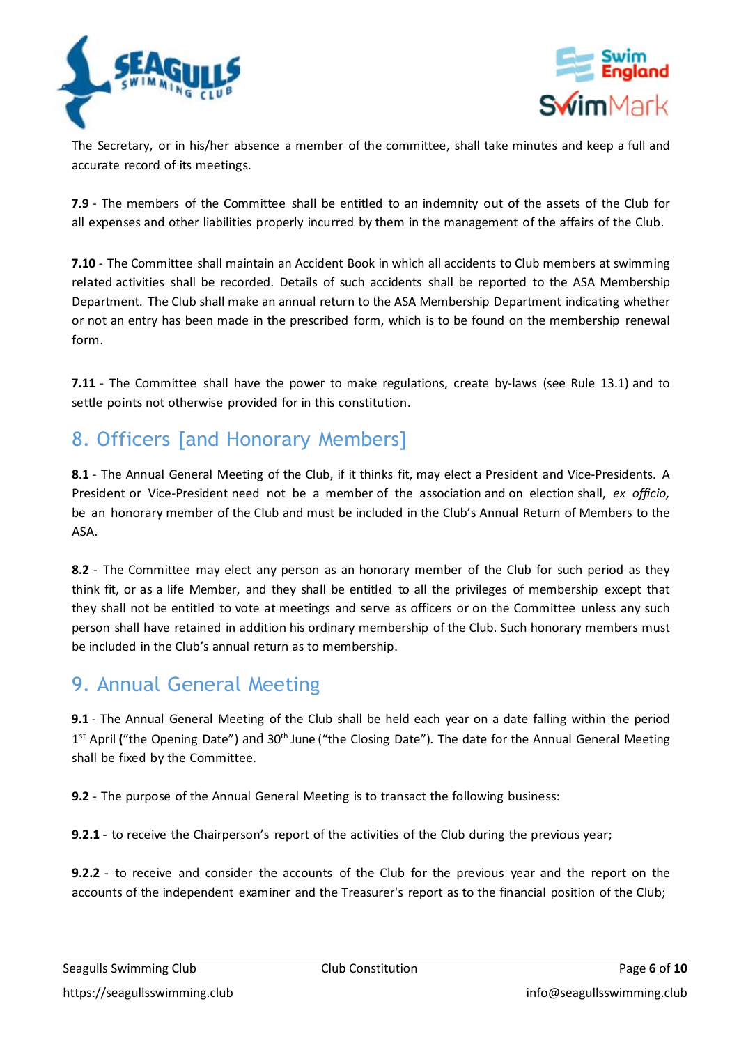The Secretary, or in his/her absence a member of the committee, shall take minutes and keep a full and accurate record of its meetings.

**7.9** - The members of the Committee shall be entitled to an indemnity out of the assets of the Club for all expenses and other liabilities properly incurred by them in the management of the affairs of the Club.

**7.10** - The Committee shall maintain an Accident Book in which all accidents to Club members at swimming related activities shall be recorded. Details of such accidents shall be reported to the ASA Membership Department. The Club shall make an annual return to the ASA Membership Department indicating whether or not an entry has been made in the prescribed form, which is to be found on the membership renewal form.

**7.11** - The Committee shall have the power to make regulations, create by-laws (see Rule 13.1) and to settle points not otherwise provided for in this constitution.

## 8. Officers [and Honorary Members]

**8.1** - The Annual General Meeting of the Club, if it thinks fit, may elect a President and Vice-Presidents. A President or Vice-President need not be a member of the association and on election shall, *ex officio,* be an honorary member of the Club and must be included in the Club's Annual Return of Members to the ASA.

**8.2** - The Committee may elect any person as an honorary member of the Club for such period as they think fit, or as a life Member, and they shall be entitled to all the privileges of membership except that they shall not be entitled to vote at meetings and serve as officers or on the Committee unless any such person shall have retained in addition his ordinary membership of the Club. Such honorary members must be included in the Club's annual return as to membership.

## 9. Annual General Meeting

**9.1** - The Annual General Meeting of the Club shall be held each year on a date falling within the period 1st April **(**"the Opening Date") and 30th June ("the Closing Date"). The date for the Annual General Meeting shall be fixed by the Committee.

**9.2** - The purpose of the Annual General Meeting is to transact the following business:

**9.2.1** - to receive the Chairperson's report of the activities of the Club during the previous year;

**9.2.2** - to receive and consider the accounts of the Club for the previous year and the report on the accounts of the independent examiner and the Treasurer's report as to the financial position of the Club;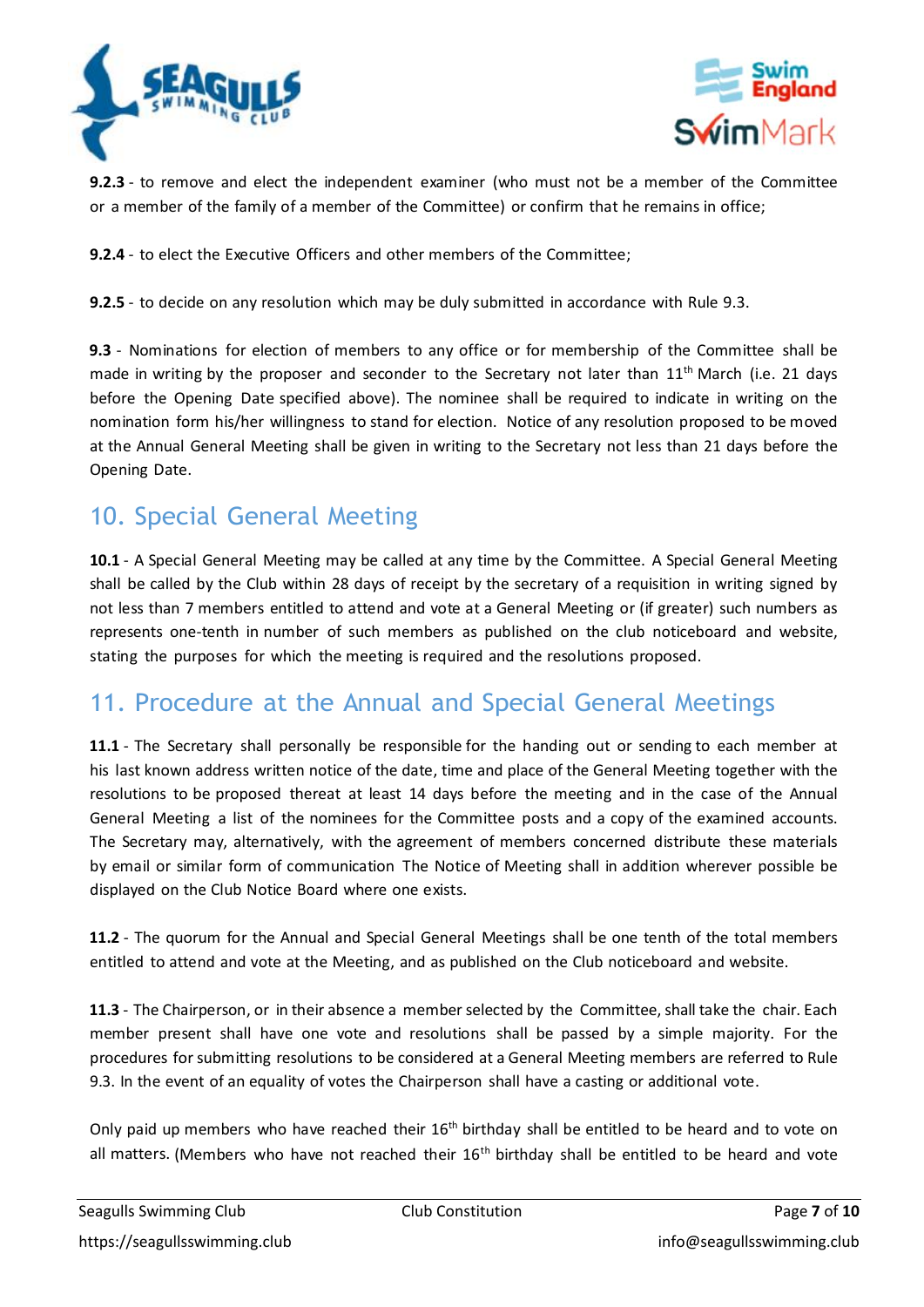**9.2.3** - to remove and elect the independent examiner (who must not be a member of the Committee or a member of the family of a member of the Committee) or confirm that he remains in office;

**9.2.4** - to elect the Executive Officers and other members of the Committee;

**9.2.5** - to decide on any resolution which may be duly submitted in accordance with Rule 9.3.

**9.3** - Nominations for election of members to any office or for membership of the Committee shall be made in writing by the proposer and seconder to the Secretary not later than 11th March (i.e. 21 days before the Opening Date specified above). The nominee shall be required to indicate in writing on the nomination form his/her willingness to stand for election. Notice of any resolution proposed to be moved at the Annual General Meeting shall be given in writing to the Secretary not less than 21 days before the Opening Date.

## 10. Special General Meeting

**10.1** - A Special General Meeting may be called at any time by the Committee. A Special General Meeting shall be called by the Club within 28 days of receipt by the secretary of a requisition in writing signed by not less than 7 members entitled to attend and vote at a General Meeting or (if greater) such numbers as represents one-tenth in number of such members as published on the club noticeboard and website, stating the purposes for which the meeting is required and the resolutions proposed.

## 11. Procedure at the Annual and Special General Meetings

**11.1** - The Secretary shall personally be responsible for the handing out or sending to each member at his last known address written notice of the date, time and place of the General Meeting together with the resolutions to be proposed thereat at least 14 days before the meeting and in the case of the Annual General Meeting a list of the nominees for the Committee posts and a copy of the examined accounts. The Secretary may, alternatively, with the agreement of members concerned distribute these materials by email or similar form of communication The Notice of Meeting shall in addition wherever possible be displayed on the Club Notice Board where one exists.

**11.2** - The quorum for the Annual and Special General Meetings shall be one tenth of the total members entitled to attend and vote at the Meeting, and as published on the Club noticeboard and website.

**11.3** - The Chairperson, or in their absence a member selected by the Committee, shall take the chair. Each member present shall have one vote and resolutions shall be passed by a simple majority. For the procedures for submitting resolutions to be considered at a General Meeting members are referred to Rule 9.3. In the event of an equality of votes the Chairperson shall have a casting or additional vote.

Only paid up members who have reached their 16th birthday shall be entitled to be heard and to vote on all matters. (Members who have not reached their 16th birthday shall be entitled to be heard and vote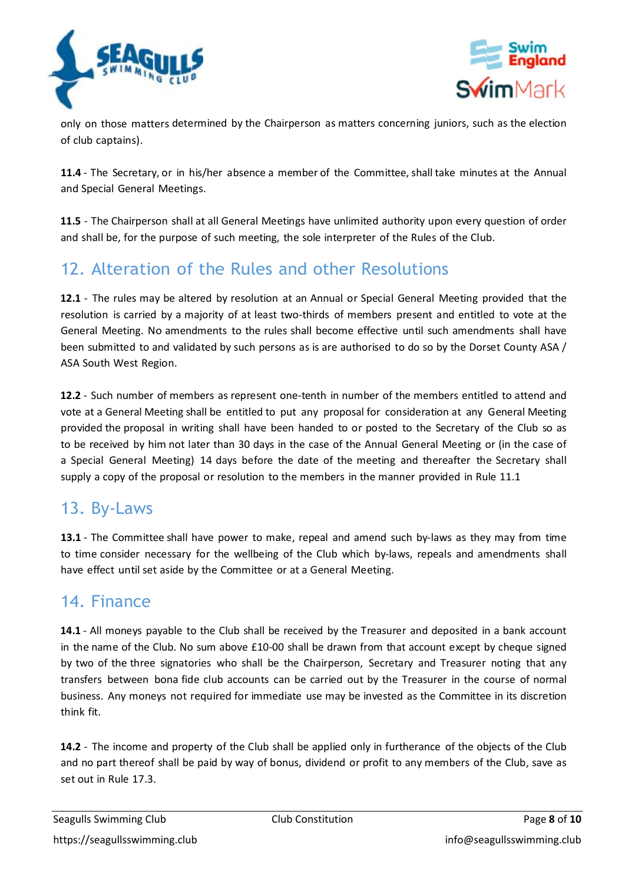only on those matters determined by the Chairperson as matters concerning juniors, such as the election of club captains).

**11.4** - The Secretary, or in his/her absence a member of the Committee, shall take minutes at the Annual and Special General Meetings.

**11.5** - The Chairperson shall at all General Meetings have unlimited authority upon every question of order and shall be, for the purpose of such meeting, the sole interpreter of the Rules of the Club.

## 12. Alteration of the Rules and other Resolutions

**12.1** - The rules may be altered by resolution at an Annual or Special General Meeting provided that the resolution is carried by a majority of at least two-thirds of members present and entitled to vote at the General Meeting. No amendments to the rules shall become effective until such amendments shall have been submitted to and validated by such persons as is are authorised to do so by the Dorset County ASA / ASA South West Region.

**12.2** - Such number of members as represent one-tenth in number of the members entitled to attend and vote at a General Meeting shall be entitled to put any proposal for consideration at any General Meeting provided the proposal in writing shall have been handed to or posted to the Secretary of the Club so as to be received by him not later than 30 days in the case of the Annual General Meeting or (in the case of a Special General Meeting) 14 days before the date of the meeting and thereafter the Secretary shall supply a copy of the proposal or resolution to the members in the manner provided in Rule 11.1

## 13. By-Laws

**13.1** - The Committee shall have power to make, repeal and amend such by-laws as they may from time to time consider necessary for the wellbeing of the Club which by-laws, repeals and amendments shall have effect until set aside by the Committee or at a General Meeting.

## 14. Finance

**14.1** - All moneys payable to the Club shall be received by the Treasurer and deposited in a bank account in the name of the Club. No sum above £10-00 shall be drawn from that account except by cheque signed by two of the three signatories who shall be the Chairperson, Secretary and Treasurer noting that any transfers between bona fide club accounts can be carried out by the Treasurer in the course of normal business. Any moneys not required for immediate use may be invested as the Committee in its discretion think fit.

**14.2** - The income and property of the Club shall be applied only in furtherance of the objects of the Club and no part thereof shall be paid by way of bonus, dividend or profit to any members of the Club, save as set out in Rule 17.3.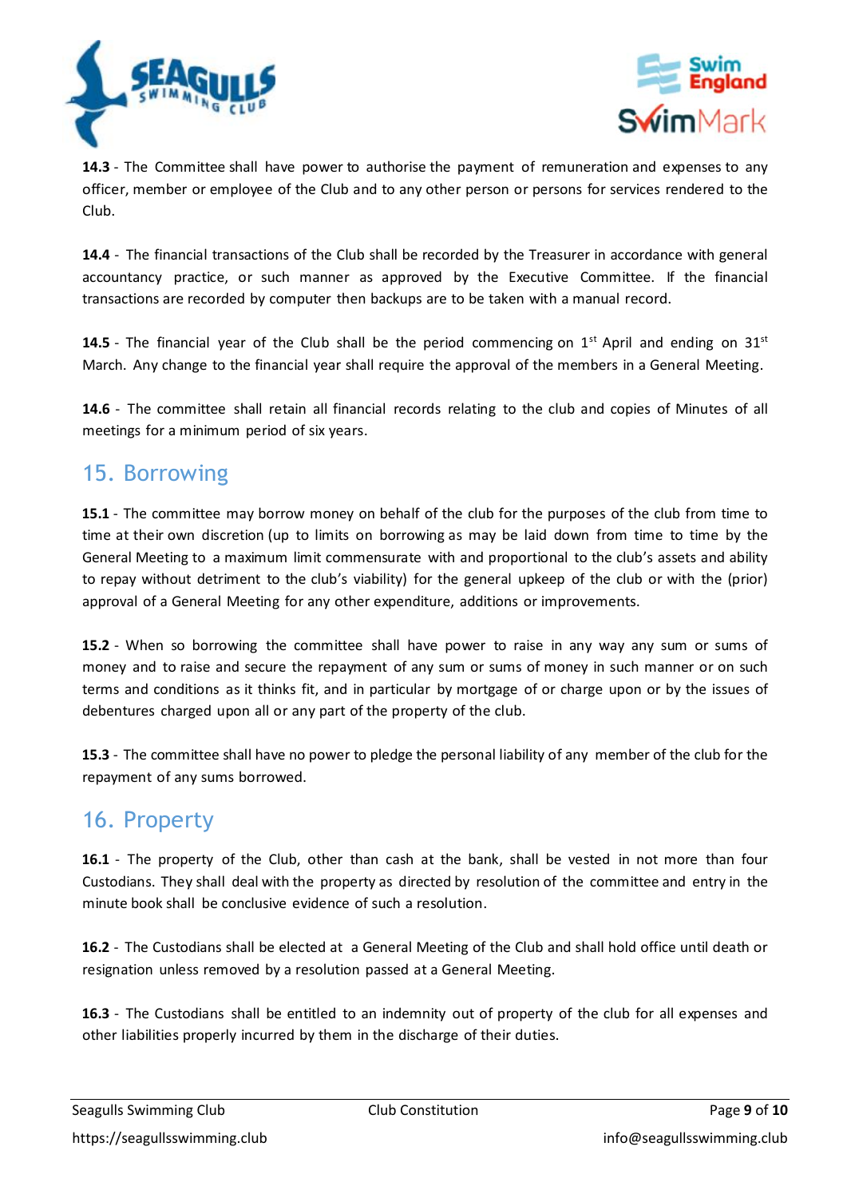**14.3** - The Committee shall have power to authorise the payment of remuneration and expenses to any officer, member or employee of the Club and to any other person or persons for services rendered to the Club.

**14.4** - The financial transactions of the Club shall be recorded by the Treasurer in accordance with general accountancy practice, or such manner as approved by the Executive Committee. If the financial transactions are recorded by computer then backups are to be taken with a manual record.

**14.5** - The financial year of the Club shall be the period commencing on 1st April and ending on 31st March. Any change to the financial year shall require the approval of the members in a General Meeting.

**14.6** - The committee shall retain all financial records relating to the club and copies of Minutes of all meetings for a minimum period of six years.

## 15. Borrowing

**15.1** - The committee may borrow money on behalf of the club for the purposes of the club from time to time at their own discretion (up to limits on borrowing as may be laid down from time to time by the General Meeting to a maximum limit commensurate with and proportional to the club's assets and ability to repay without detriment to the club's viability) for the general upkeep of the club or with the (prior) approval of a General Meeting for any other expenditure, additions or improvements.

**15.2** - When so borrowing the committee shall have power to raise in any way any sum or sums of money and to raise and secure the repayment of any sum or sums of money in such manner or on such terms and conditions as it thinks fit, and in particular by mortgage of or charge upon or by the issues of debentures charged upon all or any part of the property of the club.

**15.3** - The committee shall have no power to pledge the personal liability of any member of the club for the repayment of any sums borrowed.

## 16. Property

**16.1** - The property of the Club, other than cash at the bank, shall be vested in not more than four Custodians. They shall deal with the property as directed by resolution of the committee and entry in the minute book shall be conclusive evidence of such a resolution.

**16.2** - The Custodians shall be elected at a General Meeting of the Club and shall hold office until death or resignation unless removed by a resolution passed at a General Meeting.

**16.3** - The Custodians shall be entitled to an indemnity out of property of the club for all expenses and other liabilities properly incurred by them in the discharge of their duties.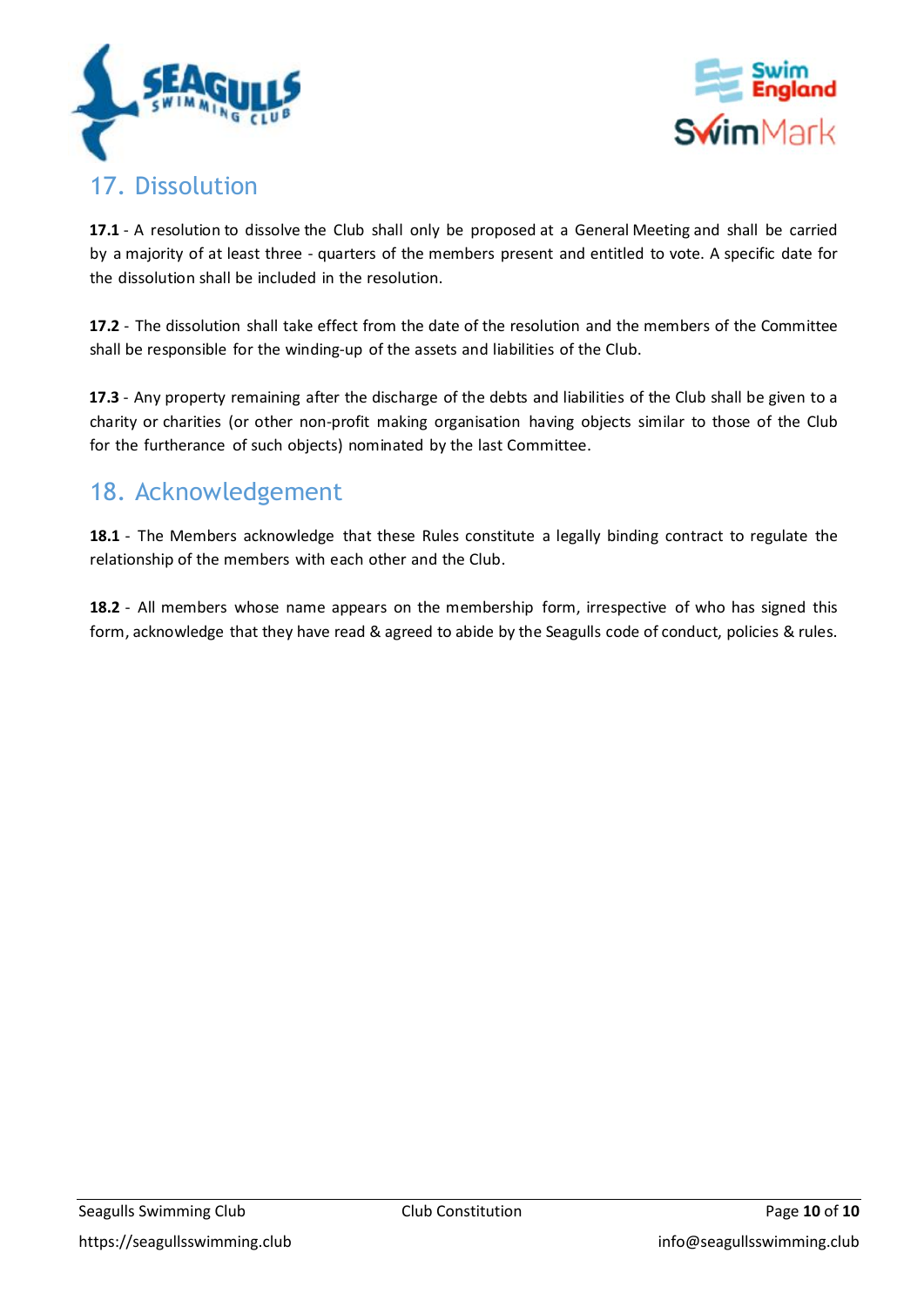## 17. Dissolution

**17.1** - A resolution to dissolve the Club shall only be proposed at a General Meeting and shall be carried by a majority of at least three - quarters of the members present and entitled to vote. A specific date for the dissolution shall be included in the resolution.

**17.2** - The dissolution shall take effect from the date of the resolution and the members of the Committee shall be responsible for the winding-up of the assets and liabilities of the Club.

**17.3** - Any property remaining after the discharge of the debts and liabilities of the Club shall be given to a charity or charities (or other non-profit making organisation having objects similar to those of the Club for the furtherance of such objects) nominated by the last Committee.

## 18. Acknowledgement

**18.1** - The Members acknowledge that these Rules constitute a legally binding contract to regulate the relationship of the members with each other and the Club.

**18.2** - All members whose name appears on the membership form, irrespective of who has signed this form, acknowledge that they have read & agreed to abide by the Seagulls code of conduct, policies & rules.